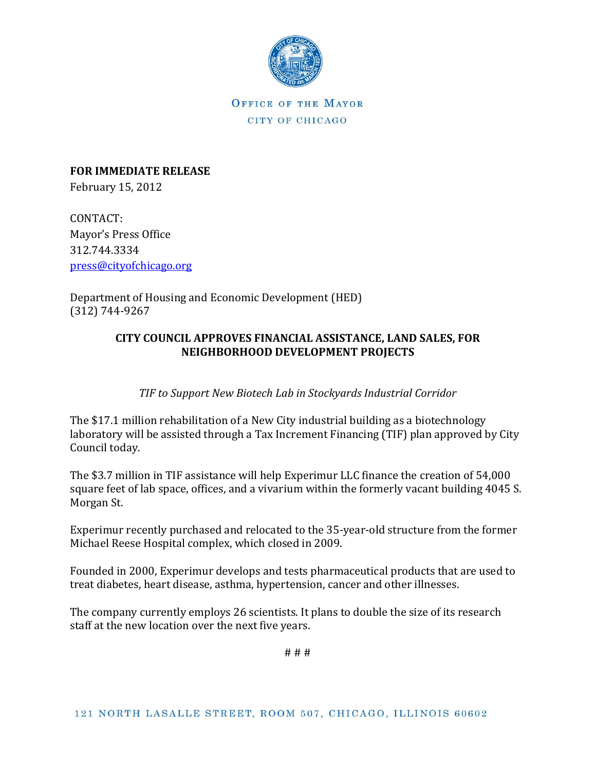OFFICE OF THE MAYOR

CITY OF CHICAGO

**FOR IMMEDIATE RELEASE**
February 15, 2012

CONTACT:
Mayor's Press Office
312.744.3334
press@cityofchicago.org

Department of Housing and Economic Development (HED)
(312) 744-9267

## CITY COUNCIL APPROVES FINANCIAL ASSISTANCE, LAND SALES, FOR NEIGHBORHOOD DEVELOPMENT PROJECTS

*TIF to Support New Biotech Lab in Stockyards Industrial Corridor*

The $17.1 million rehabilitation of a New City industrial building as a biotechnology laboratory will be assisted through a Tax Increment Financing (TIF) plan approved by City Council today.

The $3.7 million in TIF assistance will help Experimur LLC finance the creation of 54,000 square feet of lab space, offices, and a vivarium within the formerly vacant building 4045 S. Morgan St.

Experimur recently purchased and relocated to the 35-year-old structure from the former Michael Reese Hospital complex, which closed in 2009.

Founded in 2000, Experimur develops and tests pharmaceutical products that are used to treat diabetes, heart disease, asthma, hypertension, cancer and other illnesses.

The company currently employs 26 scientists. It plans to double the size of its research staff at the new location over the next five years.

# # #

121 NORTH LASALLE STREET, ROOM 507, CHICAGO, ILLINOIS 60602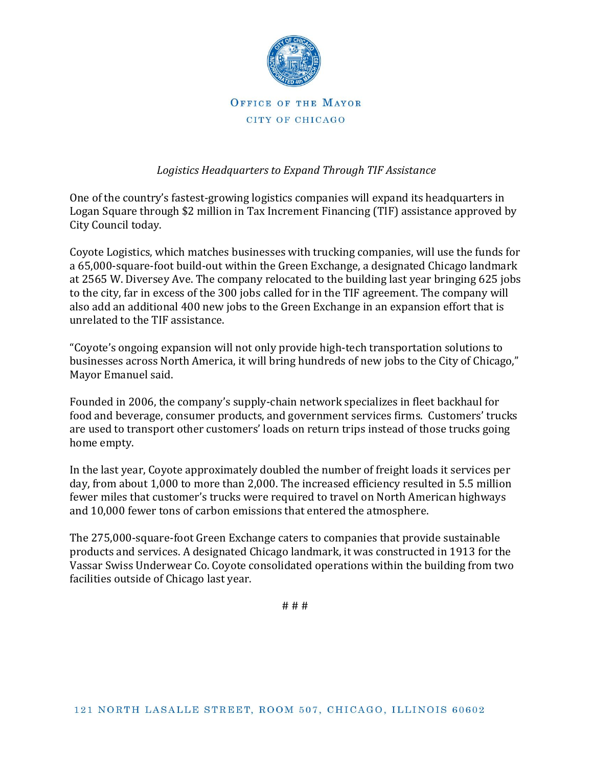OFFICE OF THE MAYOR
CITY OF CHICAGO

*Logistics Headquarters to Expand Through TIF Assistance*

One of the country's fastest-growing logistics companies will expand its headquarters in Logan Square through $2 million in Tax Increment Financing (TIF) assistance approved by City Council today.

Coyote Logistics, which matches businesses with trucking companies, will use the funds for a 65,000-square-foot build-out within the Green Exchange, a designated Chicago landmark at 2565 W. Diversey Ave. The company relocated to the building last year bringing 625 jobs to the city, far in excess of the 300 jobs called for in the TIF agreement. The company will also add an additional 400 new jobs to the Green Exchange in an expansion effort that is unrelated to the TIF assistance.

"Coyote's ongoing expansion will not only provide high-tech transportation solutions to businesses across North America, it will bring hundreds of new jobs to the City of Chicago," Mayor Emanuel said.

Founded in 2006, the company's supply-chain network specializes in fleet backhaul for food and beverage, consumer products, and government services firms. Customers' trucks are used to transport other customers' loads on return trips instead of those trucks going home empty.

In the last year, Coyote approximately doubled the number of freight loads it services per day, from about 1,000 to more than 2,000. The increased efficiency resulted in 5.5 million fewer miles that customer's trucks were required to travel on North American highways and 10,000 fewer tons of carbon emissions that entered the atmosphere.

The 275,000-square-foot Green Exchange caters to companies that provide sustainable products and services. A designated Chicago landmark, it was constructed in 1913 for the Vassar Swiss Underwear Co. Coyote consolidated operations within the building from two facilities outside of Chicago last year.

# # #

121 NORTH LASALLE STREET, ROOM 507, CHICAGO, ILLINOIS 60602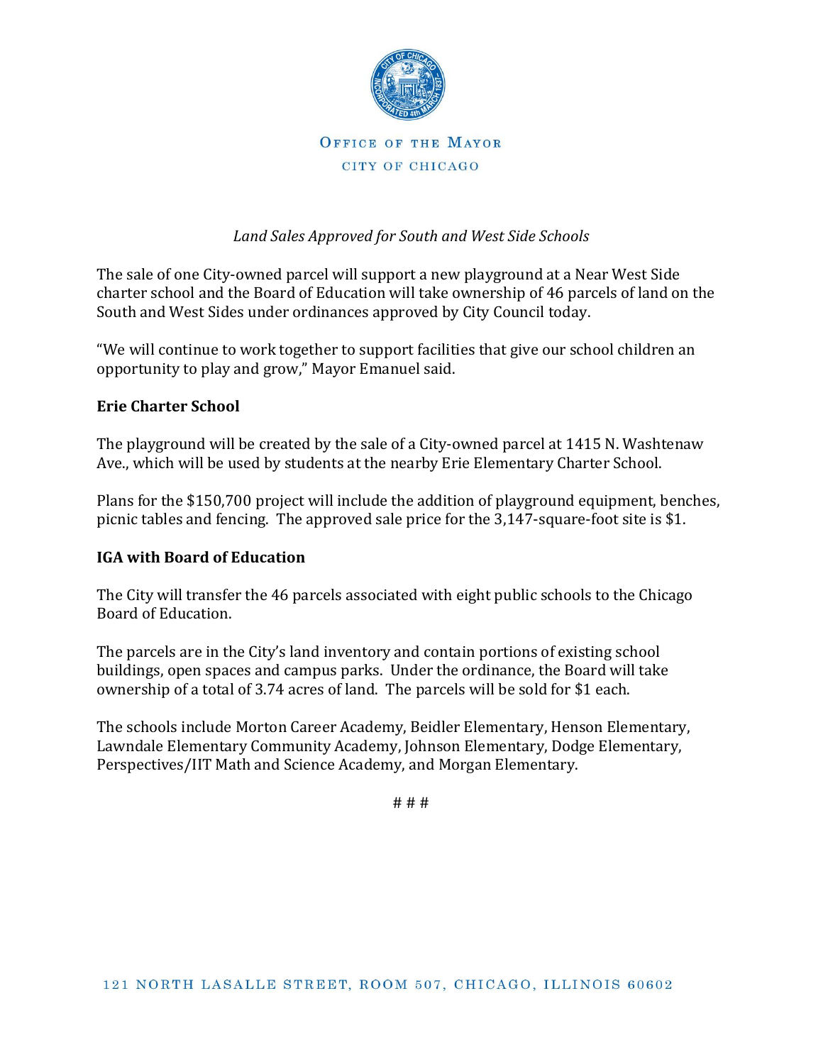OFFICE OF THE MAYOR

CITY OF CHICAGO

*Land Sales Approved for South and West Side Schools*

The sale of one City-owned parcel will support a new playground at a Near West Side charter school and the Board of Education will take ownership of 46 parcels of land on the South and West Sides under ordinances approved by City Council today.

"We will continue to work together to support facilities that give our school children an opportunity to play and grow," Mayor Emanuel said.

**Erie Charter School**

The playground will be created by the sale of a City-owned parcel at 1415 N. Washtenaw Ave., which will be used by students at the nearby Erie Elementary Charter School.

Plans for the $150,700 project will include the addition of playground equipment, benches, picnic tables and fencing. The approved sale price for the 3,147-square-foot site is $1.

**IGA with Board of Education**

The City will transfer the 46 parcels associated with eight public schools to the Chicago Board of Education.

The parcels are in the City's land inventory and contain portions of existing school buildings, open spaces and campus parks. Under the ordinance, the Board will take ownership of a total of 3.74 acres of land. The parcels will be sold for $1 each.

The schools include Morton Career Academy, Beidler Elementary, Henson Elementary, Lawndale Elementary Community Academy, Johnson Elementary, Dodge Elementary, Perspectives/IIT Math and Science Academy, and Morgan Elementary.

# # #

121 NORTH LASALLE STREET, ROOM 507, CHICAGO, ILLINOIS 60602